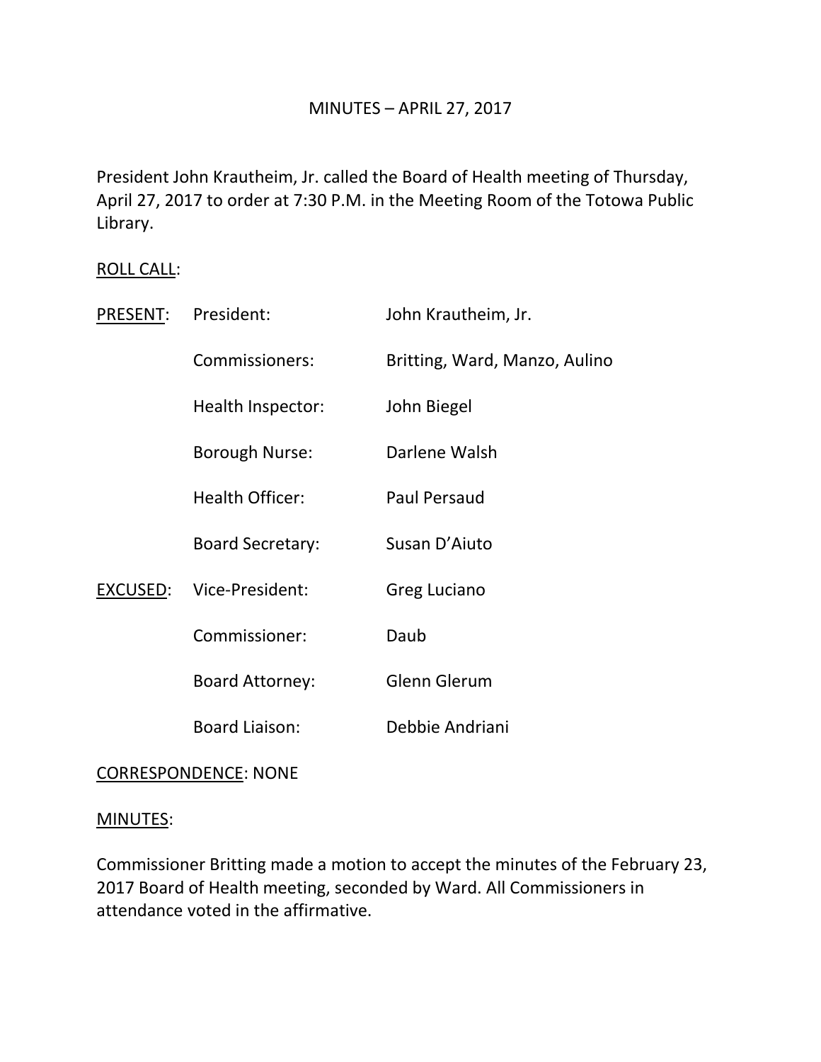# MINUTES – APRIL 27, 2017

President John Krautheim, Jr. called the Board of Health meeting of Thursday, April 27, 2017 to order at 7:30 P.M. in the Meeting Room of the Totowa Public Library.

ROLL CALL:

| | | |
|---|---|---|
| PRESENT: | President: | John Krautheim, Jr. |
| | Commissioners: | Britting, Ward, Manzo, Aulino |
| | Health Inspector: | John Biegel |
| | Borough Nurse: | Darlene Walsh |
| | Health Officer: | Paul Persaud |
| | Board Secretary: | Susan D'Aiuto |
| EXCUSED: | Vice-President: | Greg Luciano |
| | Commissioner: | Daub |
| | Board Attorney: | Glenn Glerum |
| | Board Liaison: | Debbie Andriani |

CORRESPONDENCE: NONE

MINUTES:

Commissioner Britting made a motion to accept the minutes of the February 23, 2017 Board of Health meeting, seconded by Ward. All Commissioners in attendance voted in the affirmative.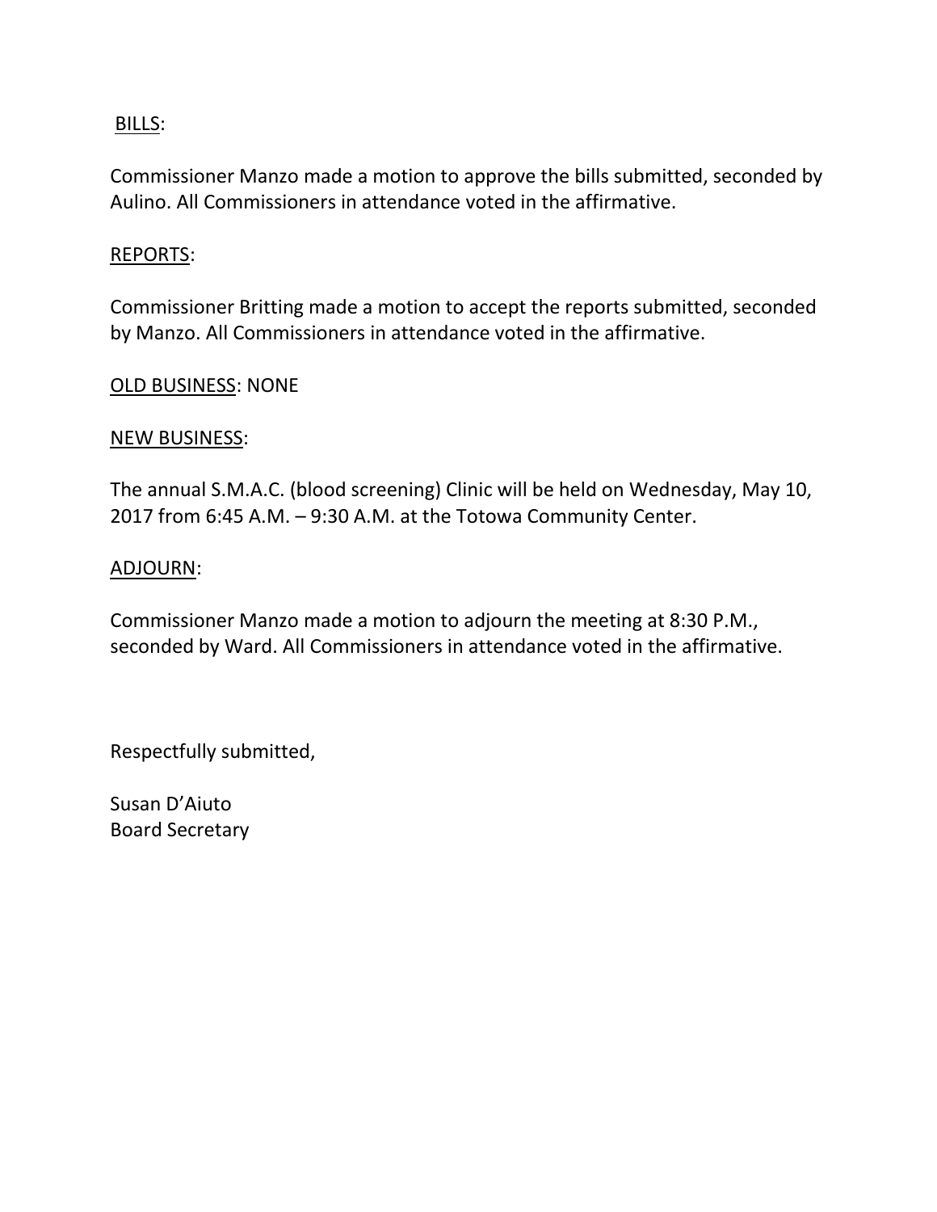BILLS:

Commissioner Manzo made a motion to approve the bills submitted, seconded by Aulino. All Commissioners in attendance voted in the affirmative.

REPORTS:

Commissioner Britting made a motion to accept the reports submitted, seconded by Manzo. All Commissioners in attendance voted in the affirmative.

OLD BUSINESS: NONE

NEW BUSINESS:

The annual S.M.A.C. (blood screening) Clinic will be held on Wednesday, May 10, 2017 from 6:45 A.M. – 9:30 A.M. at the Totowa Community Center.

ADJOURN:

Commissioner Manzo made a motion to adjourn the meeting at 8:30 P.M., seconded by Ward. All Commissioners in attendance voted in the affirmative.

Respectfully submitted,

Susan D'Aiuto
Board Secretary